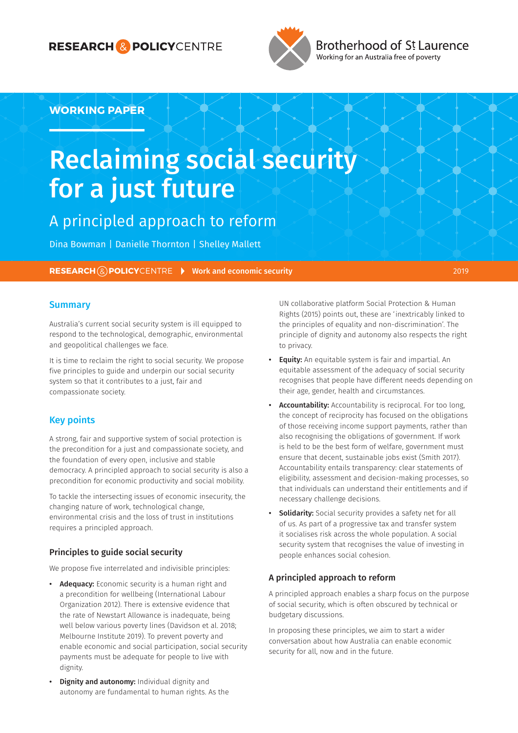RESEARCH & POLICY CENTRE

Brotherhood of St Laurence
Working for an Australia free of poverty

WORKING PAPER

# Reclaiming social security for a just future

## A principled approach to reform

Dina Bowman | Danielle Thornton | Shelley Mallett

RESEARCH & POLICY CENTRE ▸ Work and economic security 2019

## Summary

Australia's current social security system is ill equipped to respond to the technological, demographic, environmental and geopolitical challenges we face.

It is time to reclaim the right to social security. We propose five principles to guide and underpin our social security system so that it contributes to a just, fair and compassionate society.

## Key points

A strong, fair and supportive system of social protection is the precondition for a just and compassionate society, and the foundation of every open, inclusive and stable democracy. A principled approach to social security is also a precondition for economic productivity and social mobility.

To tackle the intersecting issues of economic insecurity, the changing nature of work, technological change, environmental crisis and the loss of trust in institutions requires a principled approach.

### Principles to guide social security

We propose five interrelated and indivisible principles:

- **Adequacy:** Economic security is a human right and a precondition for wellbeing (International Labour Organization 2012). There is extensive evidence that the rate of Newstart Allowance is inadequate, being well below various poverty lines (Davidson et al. 2018; Melbourne Institute 2019). To prevent poverty and enable economic and social participation, social security payments must be adequate for people to live with dignity.
- **Dignity and autonomy:** Individual dignity and autonomy are fundamental to human rights. As the UN collaborative platform Social Protection & Human Rights (2015) points out, these are 'inextricably linked to the principles of equality and non-discrimination'. The principle of dignity and autonomy also respects the right to privacy.
- **Equity:** An equitable system is fair and impartial. An equitable assessment of the adequacy of social security recognises that people have different needs depending on their age, gender, health and circumstances.
- **Accountability:** Accountability is reciprocal. For too long, the concept of reciprocity has focused on the obligations of those receiving income support payments, rather than also recognising the obligations of government. If work is held to be the best form of welfare, government must ensure that decent, sustainable jobs exist (Smith 2017). Accountability entails transparency: clear statements of eligibility, assessment and decision-making processes, so that individuals can understand their entitlements and if necessary challenge decisions.
- **Solidarity:** Social security provides a safety net for all of us. As part of a progressive tax and transfer system it socialises risk across the whole population. A social security system that recognises the value of investing in people enhances social cohesion.

### A principled approach to reform

A principled approach enables a sharp focus on the purpose of social security, which is often obscured by technical or budgetary discussions.

In proposing these principles, we aim to start a wider conversation about how Australia can enable economic security for all, now and in the future.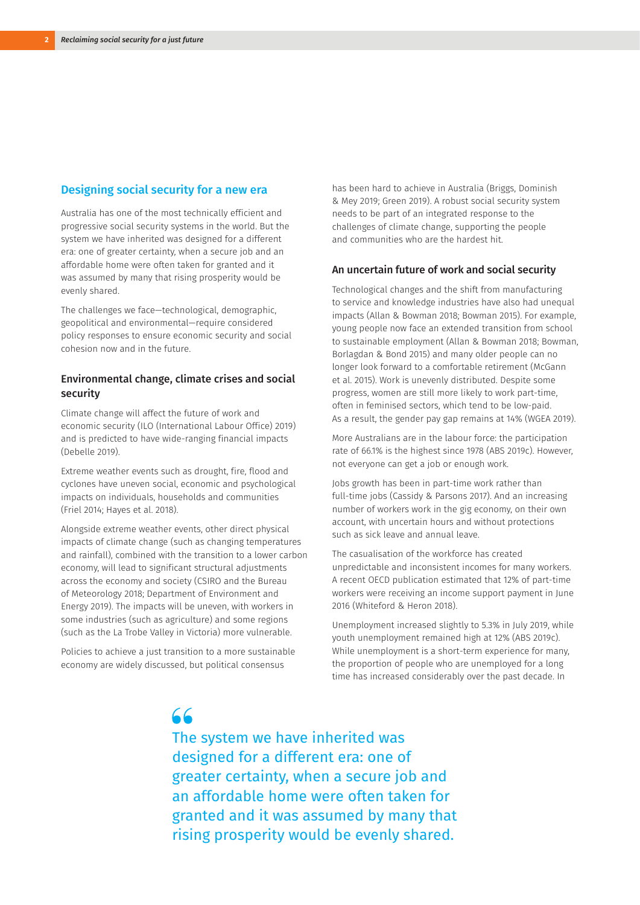## Designing social security for a new era

Australia has one of the most technically efficient and progressive social security systems in the world. But the system we have inherited was designed for a different era: one of greater certainty, when a secure job and an affordable home were often taken for granted and it was assumed by many that rising prosperity would be evenly shared.

The challenges we face—technological, demographic, geopolitical and environmental—require considered policy responses to ensure economic security and social cohesion now and in the future.

### Environmental change, climate crises and social security

Climate change will affect the future of work and economic security (ILO (International Labour Office) 2019) and is predicted to have wide-ranging financial impacts (Debelle 2019).

Extreme weather events such as drought, fire, flood and cyclones have uneven social, economic and psychological impacts on individuals, households and communities (Friel 2014; Hayes et al. 2018).

Alongside extreme weather events, other direct physical impacts of climate change (such as changing temperatures and rainfall), combined with the transition to a lower carbon economy, will lead to significant structural adjustments across the economy and society (CSIRO and the Bureau of Meteorology 2018; Department of Environment and Energy 2019). The impacts will be uneven, with workers in some industries (such as agriculture) and some regions (such as the La Trobe Valley in Victoria) more vulnerable.

Policies to achieve a just transition to a more sustainable economy are widely discussed, but political consensus has been hard to achieve in Australia (Briggs, Dominish & Mey 2019; Green 2019). A robust social security system needs to be part of an integrated response to the challenges of climate change, supporting the people and communities who are the hardest hit.

### An uncertain future of work and social security

Technological changes and the shift from manufacturing to service and knowledge industries have also had unequal impacts (Allan & Bowman 2018; Bowman 2015). For example, young people now face an extended transition from school to sustainable employment (Allan & Bowman 2018; Bowman, Borlagdan & Bond 2015) and many older people can no longer look forward to a comfortable retirement (McGann et al. 2015). Work is unevenly distributed. Despite some progress, women are still more likely to work part-time, often in feminised sectors, which tend to be low-paid. As a result, the gender pay gap remains at 14% (WGEA 2019).

More Australians are in the labour force: the participation rate of 66.1% is the highest since 1978 (ABS 2019c). However, not everyone can get a job or enough work.

Jobs growth has been in part-time work rather than full-time jobs (Cassidy & Parsons 2017). And an increasing number of workers work in the gig economy, on their own account, with uncertain hours and without protections such as sick leave and annual leave.

The casualisation of the workforce has created unpredictable and inconsistent incomes for many workers. A recent OECD publication estimated that 12% of part-time workers were receiving an income support payment in June 2016 (Whiteford & Heron 2018).

Unemployment increased slightly to 5.3% in July 2019, while youth unemployment remained high at 12% (ABS 2019c). While unemployment is a short-term experience for many, the proportion of people who are unemployed for a long time has increased considerably over the past decade. In

> The system we have inherited was designed for a different era: one of greater certainty, when a secure job and an affordable home were often taken for granted and it was assumed by many that rising prosperity would be evenly shared.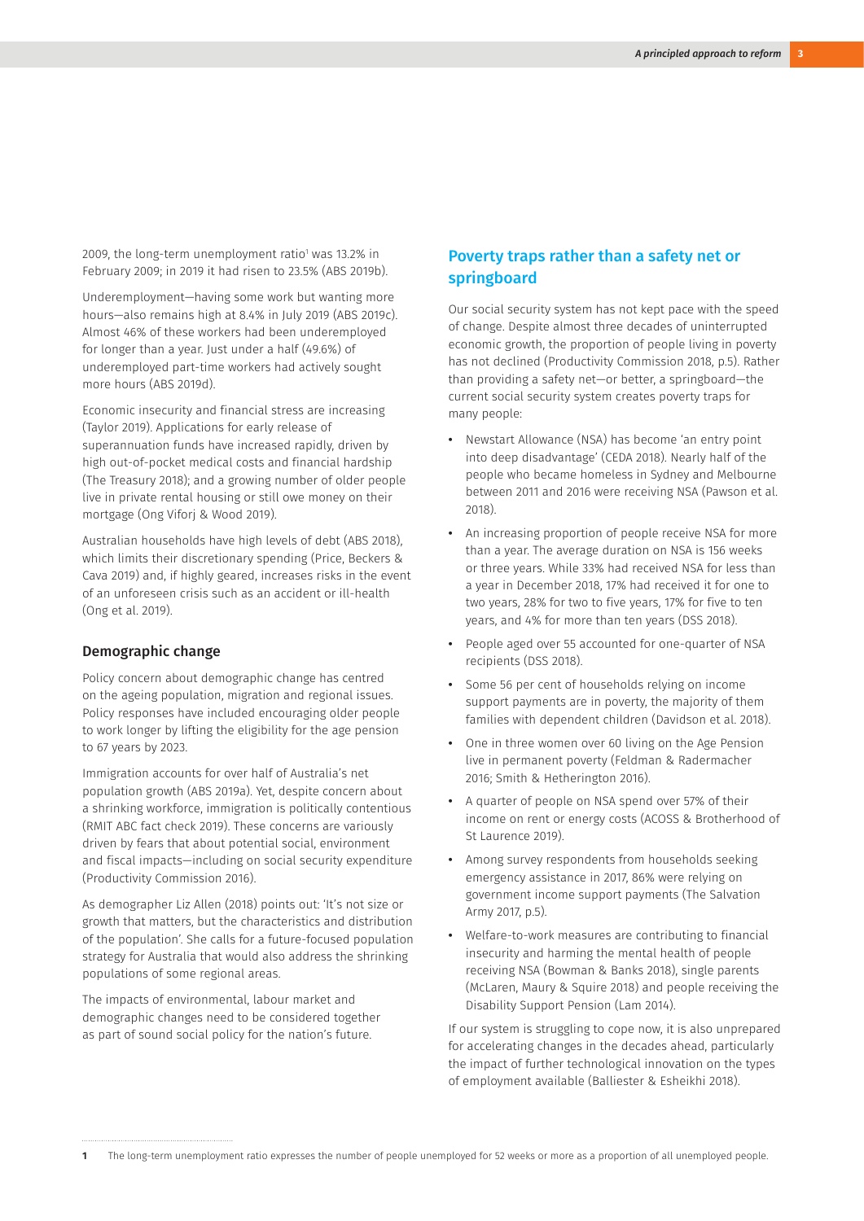2009, the long-term unemployment ratio[1] was 13.2% in February 2009; in 2019 it had risen to 23.5% (ABS 2019b).

Underemployment—having some work but wanting more hours—also remains high at 8.4% in July 2019 (ABS 2019c). Almost 46% of these workers had been underemployed for longer than a year. Just under a half (49.6%) of underemployed part-time workers had actively sought more hours (ABS 2019d).

Economic insecurity and financial stress are increasing (Taylor 2019). Applications for early release of superannuation funds have increased rapidly, driven by high out-of-pocket medical costs and financial hardship (The Treasury 2018); and a growing number of older people live in private rental housing or still owe money on their mortgage (Ong Viforj & Wood 2019).

Australian households have high levels of debt (ABS 2018), which limits their discretionary spending (Price, Beckers & Cava 2019) and, if highly geared, increases risks in the event of an unforeseen crisis such as an accident or ill-health (Ong et al. 2019).

### Demographic change

Policy concern about demographic change has centred on the ageing population, migration and regional issues. Policy responses have included encouraging older people to work longer by lifting the eligibility for the age pension to 67 years by 2023.

Immigration accounts for over half of Australia's net population growth (ABS 2019a). Yet, despite concern about a shrinking workforce, immigration is politically contentious (RMIT ABC fact check 2019). These concerns are variously driven by fears that about potential social, environment and fiscal impacts—including on social security expenditure (Productivity Commission 2016).

As demographer Liz Allen (2018) points out: 'It's not size or growth that matters, but the characteristics and distribution of the population'. She calls for a future-focused population strategy for Australia that would also address the shrinking populations of some regional areas.

The impacts of environmental, labour market and demographic changes need to be considered together as part of sound social policy for the nation's future.

## Poverty traps rather than a safety net or springboard

Our social security system has not kept pace with the speed of change. Despite almost three decades of uninterrupted economic growth, the proportion of people living in poverty has not declined (Productivity Commission 2018, p.5). Rather than providing a safety net—or better, a springboard—the current social security system creates poverty traps for many people:

- Newstart Allowance (NSA) has become 'an entry point into deep disadvantage' (CEDA 2018). Nearly half of the people who became homeless in Sydney and Melbourne between 2011 and 2016 were receiving NSA (Pawson et al. 2018).
- An increasing proportion of people receive NSA for more than a year. The average duration on NSA is 156 weeks or three years. While 33% had received NSA for less than a year in December 2018, 17% had received it for one to two years, 28% for two to five years, 17% for five to ten years, and 4% for more than ten years (DSS 2018).
- People aged over 55 accounted for one-quarter of NSA recipients (DSS 2018).
- Some 56 per cent of households relying on income support payments are in poverty, the majority of them families with dependent children (Davidson et al. 2018).
- One in three women over 60 living on the Age Pension live in permanent poverty (Feldman & Radermacher 2016; Smith & Hetherington 2016).
- A quarter of people on NSA spend over 57% of their income on rent or energy costs (ACOSS & Brotherhood of St Laurence 2019).
- Among survey respondents from households seeking emergency assistance in 2017, 86% were relying on government income support payments (The Salvation Army 2017, p.5).
- Welfare-to-work measures are contributing to financial insecurity and harming the mental health of people receiving NSA (Bowman & Banks 2018), single parents (McLaren, Maury & Squire 2018) and people receiving the Disability Support Pension (Lam 2014).

If our system is struggling to cope now, it is also unprepared for accelerating changes in the decades ahead, particularly the impact of further technological innovation on the types of employment available (Balliester & Esheikhi 2018).

---

[1] The long-term unemployment ratio expresses the number of people unemployed for 52 weeks or more as a proportion of all unemployed people.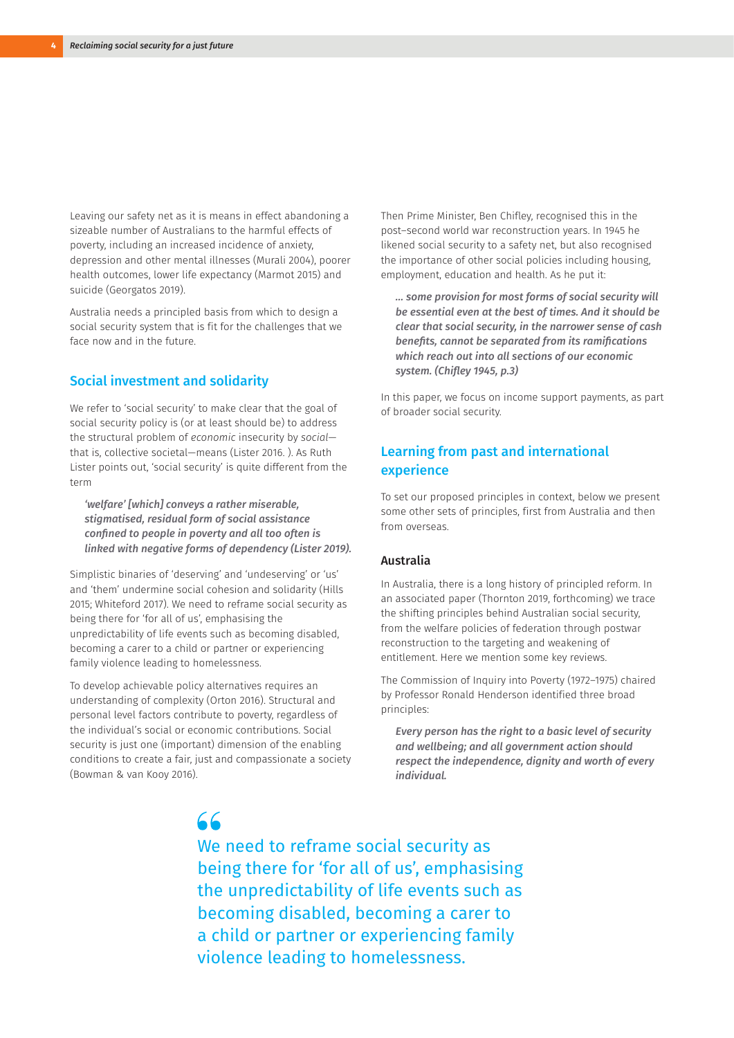Leaving our safety net as it is means in effect abandoning a sizeable number of Australians to the harmful effects of poverty, including an increased incidence of anxiety, depression and other mental illnesses (Murali 2004), poorer health outcomes, lower life expectancy (Marmot 2015) and suicide (Georgatos 2019).

Australia needs a principled basis from which to design a social security system that is fit for the challenges that we face now and in the future.

## Social investment and solidarity

We refer to 'social security' to make clear that the goal of social security policy is (or at least should be) to address the structural problem of *economic* insecurity by *social*—that is, collective societal—means (Lister 2016. ). As Ruth Lister points out, 'social security' is quite different from the term

> ***'welfare' [which] conveys a rather miserable, stigmatised, residual form of social assistance confined to people in poverty and all too often is linked with negative forms of dependency (Lister 2019).***

Simplistic binaries of 'deserving' and 'undeserving' or 'us' and 'them' undermine social cohesion and solidarity (Hills 2015; Whiteford 2017). We need to reframe social security as being there for 'for all of us', emphasising the unpredictability of life events such as becoming disabled, becoming a carer to a child or partner or experiencing family violence leading to homelessness.

To develop achievable policy alternatives requires an understanding of complexity (Orton 2016). Structural and personal level factors contribute to poverty, regardless of the individual's social or economic contributions. Social security is just one (important) dimension of the enabling conditions to create a fair, just and compassionate a society (Bowman & van Kooy 2016).

Then Prime Minister, Ben Chifley, recognised this in the post–second world war reconstruction years. In 1945 he likened social security to a safety net, but also recognised the importance of other social policies including housing, employment, education and health. As he put it:

> ***… some provision for most forms of social security will be essential even at the best of times. And it should be clear that social security, in the narrower sense of cash benefits, cannot be separated from its ramifications which reach out into all sections of our economic system. (Chifley 1945, p.3)***

In this paper, we focus on income support payments, as part of broader social security.

## Learning from past and international experience

To set our proposed principles in context, below we present some other sets of principles, first from Australia and then from overseas.

### Australia

In Australia, there is a long history of principled reform. In an associated paper (Thornton 2019, forthcoming) we trace the shifting principles behind Australian social security, from the welfare policies of federation through postwar reconstruction to the targeting and weakening of entitlement. Here we mention some key reviews.

The Commission of Inquiry into Poverty (1972–1975) chaired by Professor Ronald Henderson identified three broad principles:

> ***Every person has the right to a basic level of security and wellbeing; and all government action should respect the independence, dignity and worth of every individual.***

> We need to reframe social security as being there for 'for all of us', emphasising the unpredictability of life events such as becoming disabled, becoming a carer to a child or partner or experiencing family violence leading to homelessness.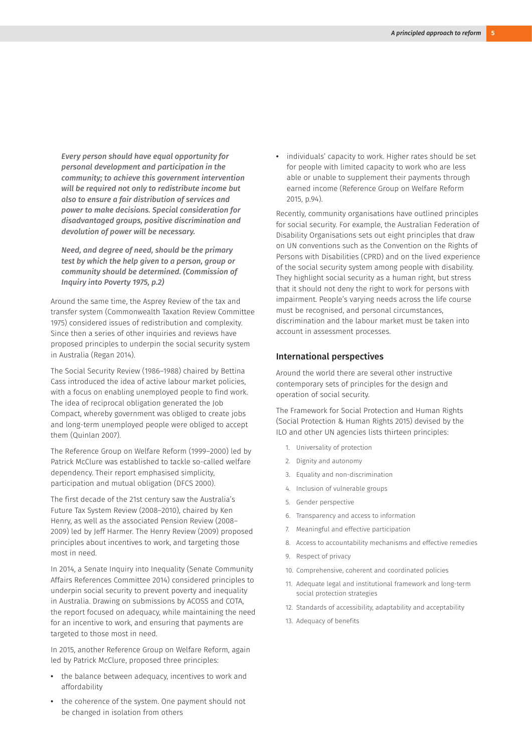*Every person should have equal opportunity for personal development and participation in the community; to achieve this government intervention will be required not only to redistribute income but also to ensure a fair distribution of services and power to make decisions. Special consideration for disadvantaged groups, positive discrimination and devolution of power will be necessary.*

*Need, and degree of need, should be the primary test by which the help given to a person, group or community should be determined. (Commission of Inquiry into Poverty 1975, p.2)*

Around the same time, the Asprey Review of the tax and transfer system (Commonwealth Taxation Review Committee 1975) considered issues of redistribution and complexity. Since then a series of other inquiries and reviews have proposed principles to underpin the social security system in Australia (Regan 2014).

The Social Security Review (1986–1988) chaired by Bettina Cass introduced the idea of active labour market policies, with a focus on enabling unemployed people to find work. The idea of reciprocal obligation generated the Job Compact, whereby government was obliged to create jobs and long-term unemployed people were obliged to accept them (Quinlan 2007).

The Reference Group on Welfare Reform (1999–2000) led by Patrick McClure was established to tackle so-called welfare dependency. Their report emphasised simplicity, participation and mutual obligation (DFCS 2000).

The first decade of the 21st century saw the Australia's Future Tax System Review (2008–2010), chaired by Ken Henry, as well as the associated Pension Review (2008–2009) led by Jeff Harmer. The Henry Review (2009) proposed principles about incentives to work, and targeting those most in need.

In 2014, a Senate Inquiry into Inequality (Senate Community Affairs References Committee 2014) considered principles to underpin social security to prevent poverty and inequality in Australia. Drawing on submissions by ACOSS and COTA, the report focused on adequacy, while maintaining the need for an incentive to work, and ensuring that payments are targeted to those most in need.

In 2015, another Reference Group on Welfare Reform, again led by Patrick McClure, proposed three principles:

- the balance between adequacy, incentives to work and affordability
- the coherence of the system. One payment should not be changed in isolation from others
- individuals' capacity to work. Higher rates should be set for people with limited capacity to work who are less able or unable to supplement their payments through earned income (Reference Group on Welfare Reform 2015, p.94).

Recently, community organisations have outlined principles for social security. For example, the Australian Federation of Disability Organisations sets out eight principles that draw on UN conventions such as the Convention on the Rights of Persons with Disabilities (CPRD) and on the lived experience of the social security system among people with disability. They highlight social security as a human right, but stress that it should not deny the right to work for persons with impairment. People's varying needs across the life course must be recognised, and personal circumstances, discrimination and the labour market must be taken into account in assessment processes.

## International perspectives

Around the world there are several other instructive contemporary sets of principles for the design and operation of social security.

The Framework for Social Protection and Human Rights (Social Protection & Human Rights 2015) devised by the ILO and other UN agencies lists thirteen principles:

1. Universality of protection
2. Dignity and autonomy
3. Equality and non-discrimination
4. Inclusion of vulnerable groups
5. Gender perspective
6. Transparency and access to information
7. Meaningful and effective participation
8. Access to accountability mechanisms and effective remedies
9. Respect of privacy
10. Comprehensive, coherent and coordinated policies
11. Adequate legal and institutional framework and long-term social protection strategies
12. Standards of accessibility, adaptability and acceptability
13. Adequacy of benefits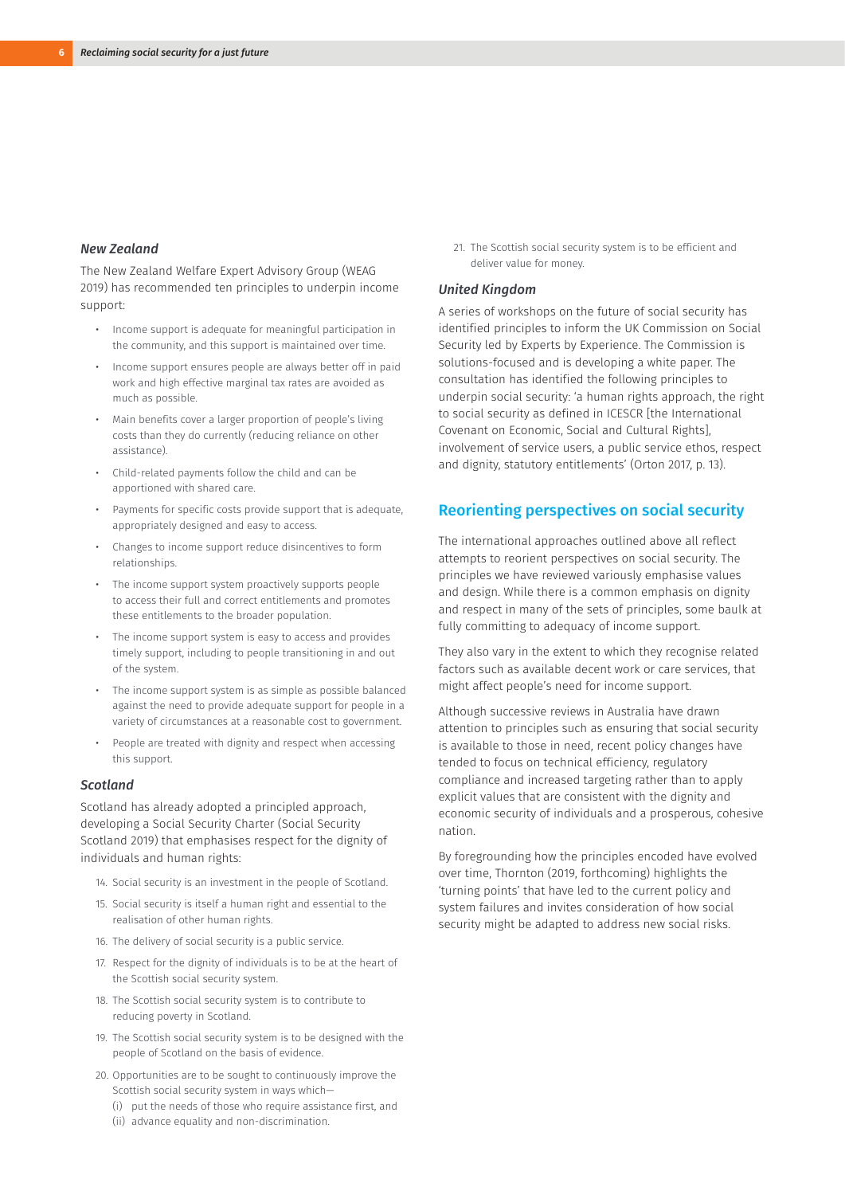### New Zealand

The New Zealand Welfare Expert Advisory Group (WEAG 2019) has recommended ten principles to underpin income support:

- Income support is adequate for meaningful participation in the community, and this support is maintained over time.
- Income support ensures people are always better off in paid work and high effective marginal tax rates are avoided as much as possible.
- Main benefits cover a larger proportion of people's living costs than they do currently (reducing reliance on other assistance).
- Child-related payments follow the child and can be apportioned with shared care.
- Payments for specific costs provide support that is adequate, appropriately designed and easy to access.
- Changes to income support reduce disincentives to form relationships.
- The income support system proactively supports people to access their full and correct entitlements and promotes these entitlements to the broader population.
- The income support system is easy to access and provides timely support, including to people transitioning in and out of the system.
- The income support system is as simple as possible balanced against the need to provide adequate support for people in a variety of circumstances at a reasonable cost to government.
- People are treated with dignity and respect when accessing this support.

### Scotland

Scotland has already adopted a principled approach, developing a Social Security Charter (Social Security Scotland 2019) that emphasises respect for the dignity of individuals and human rights:

14. Social security is an investment in the people of Scotland.
15. Social security is itself a human right and essential to the realisation of other human rights.
16. The delivery of social security is a public service.
17. Respect for the dignity of individuals is to be at the heart of the Scottish social security system.
18. The Scottish social security system is to contribute to reducing poverty in Scotland.
19. The Scottish social security system is to be designed with the people of Scotland on the basis of evidence.
20. Opportunities are to be sought to continuously improve the Scottish social security system in ways which—
    (i) put the needs of those who require assistance first, and
    (ii) advance equality and non-discrimination.
21. The Scottish social security system is to be efficient and deliver value for money.

### United Kingdom

A series of workshops on the future of social security has identified principles to inform the UK Commission on Social Security led by Experts by Experience. The Commission is solutions-focused and is developing a white paper. The consultation has identified the following principles to underpin social security: 'a human rights approach, the right to social security as defined in ICESCR [the International Covenant on Economic, Social and Cultural Rights], involvement of service users, a public service ethos, respect and dignity, statutory entitlements' (Orton 2017, p. 13).

## Reorienting perspectives on social security

The international approaches outlined above all reflect attempts to reorient perspectives on social security. The principles we have reviewed variously emphasise values and design. While there is a common emphasis on dignity and respect in many of the sets of principles, some baulk at fully committing to adequacy of income support.

They also vary in the extent to which they recognise related factors such as available decent work or care services, that might affect people's need for income support.

Although successive reviews in Australia have drawn attention to principles such as ensuring that social security is available to those in need, recent policy changes have tended to focus on technical efficiency, regulatory compliance and increased targeting rather than to apply explicit values that are consistent with the dignity and economic security of individuals and a prosperous, cohesive nation.

By foregrounding how the principles encoded have evolved over time, Thornton (2019, forthcoming) highlights the 'turning points' that have led to the current policy and system failures and invites consideration of how social security might be adapted to address new social risks.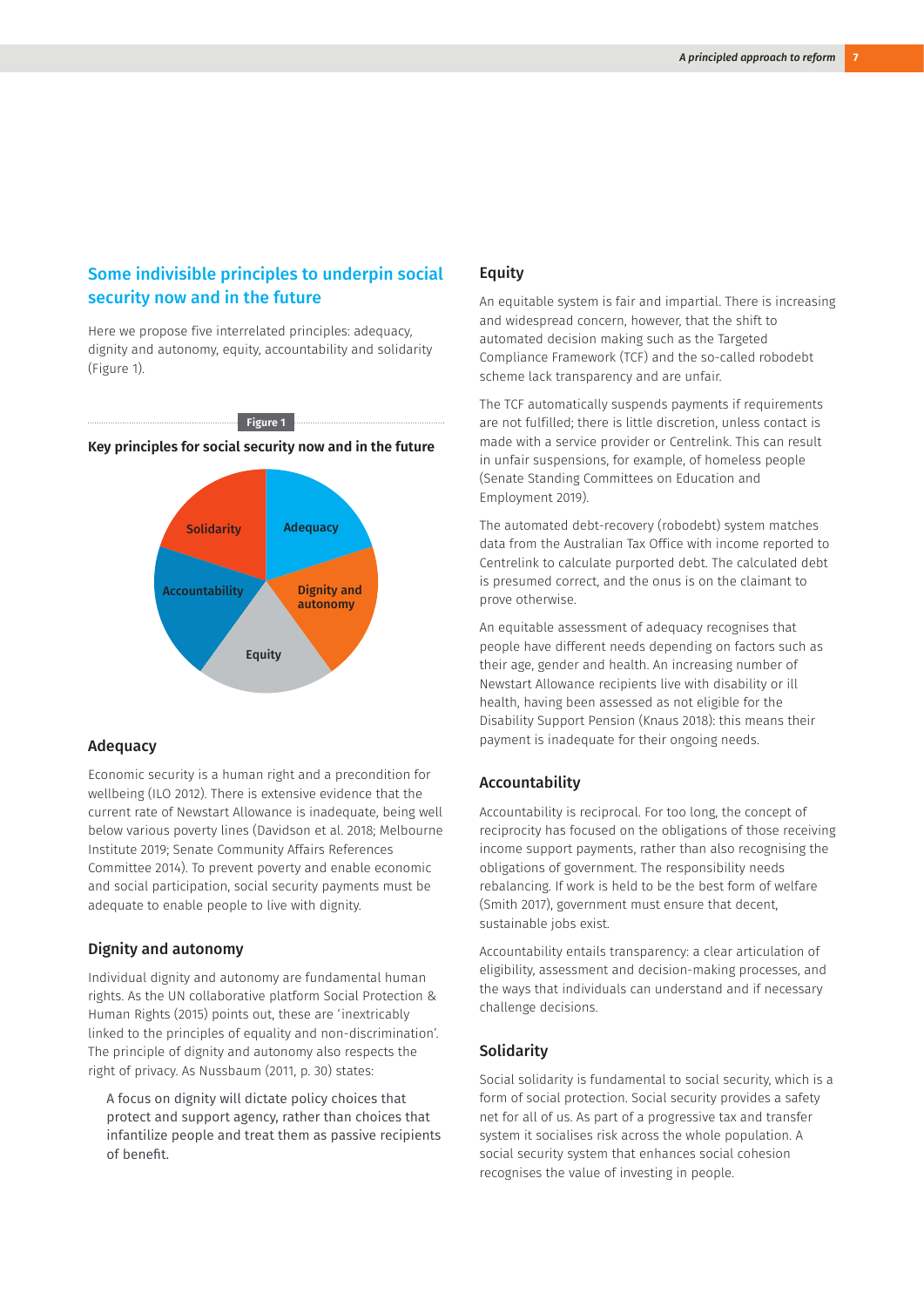## Some indivisible principles to underpin social security now and in the future

Here we propose five interrelated principles: adequacy, dignity and autonomy, equity, accountability and solidarity (Figure 1).

Figure 1

**Key principles for social security now and in the future**

Solidarity, Adequacy, Accountability, Dignity and autonomy, Equity

### Adequacy

Economic security is a human right and a precondition for wellbeing (ILO 2012). There is extensive evidence that the current rate of Newstart Allowance is inadequate, being well below various poverty lines (Davidson et al. 2018; Melbourne Institute 2019; Senate Community Affairs References Committee 2014). To prevent poverty and enable economic and social participation, social security payments must be adequate to enable people to live with dignity.

### Dignity and autonomy

Individual dignity and autonomy are fundamental human rights. As the UN collaborative platform Social Protection & Human Rights (2015) points out, these are 'inextricably linked to the principles of equality and non-discrimination'. The principle of dignity and autonomy also respects the right of privacy. As Nussbaum (2011, p. 30) states:

> A focus on dignity will dictate policy choices that protect and support agency, rather than choices that infantilize people and treat them as passive recipients of benefit.

### Equity

An equitable system is fair and impartial. There is increasing and widespread concern, however, that the shift to automated decision making such as the Targeted Compliance Framework (TCF) and the so-called robodebt scheme lack transparency and are unfair.

The TCF automatically suspends payments if requirements are not fulfilled; there is little discretion, unless contact is made with a service provider or Centrelink. This can result in unfair suspensions, for example, of homeless people (Senate Standing Committees on Education and Employment 2019).

The automated debt-recovery (robodebt) system matches data from the Australian Tax Office with income reported to Centrelink to calculate purported debt. The calculated debt is presumed correct, and the onus is on the claimant to prove otherwise.

An equitable assessment of adequacy recognises that people have different needs depending on factors such as their age, gender and health. An increasing number of Newstart Allowance recipients live with disability or ill health, having been assessed as not eligible for the Disability Support Pension (Knaus 2018): this means their payment is inadequate for their ongoing needs.

### Accountability

Accountability is reciprocal. For too long, the concept of reciprocity has focused on the obligations of those receiving income support payments, rather than also recognising the obligations of government. The responsibility needs rebalancing. If work is held to be the best form of welfare (Smith 2017), government must ensure that decent, sustainable jobs exist.

Accountability entails transparency: a clear articulation of eligibility, assessment and decision-making processes, and the ways that individuals can understand and if necessary challenge decisions.

### Solidarity

Social solidarity is fundamental to social security, which is a form of social protection. Social security provides a safety net for all of us. As part of a progressive tax and transfer system it socialises risk across the whole population. A social security system that enhances social cohesion recognises the value of investing in people.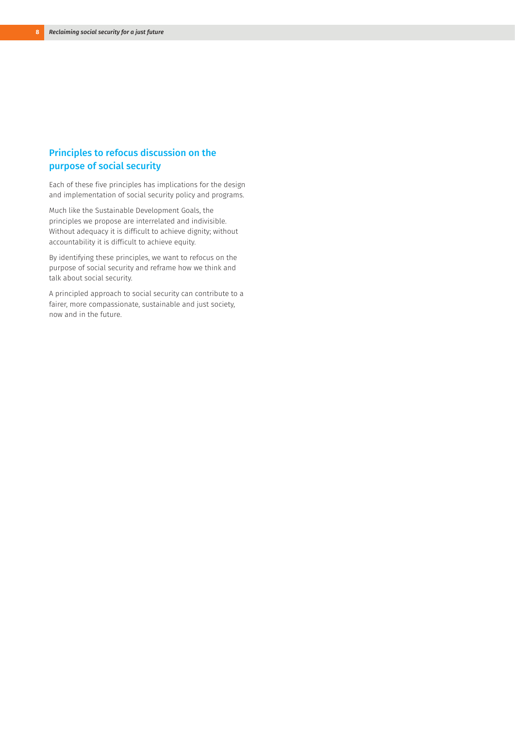## Principles to refocus discussion on the purpose of social security

Each of these five principles has implications for the design and implementation of social security policy and programs.

Much like the Sustainable Development Goals, the principles we propose are interrelated and indivisible. Without adequacy it is difficult to achieve dignity; without accountability it is difficult to achieve equity.

By identifying these principles, we want to refocus on the purpose of social security and reframe how we think and talk about social security.

A principled approach to social security can contribute to a fairer, more compassionate, sustainable and just society, now and in the future.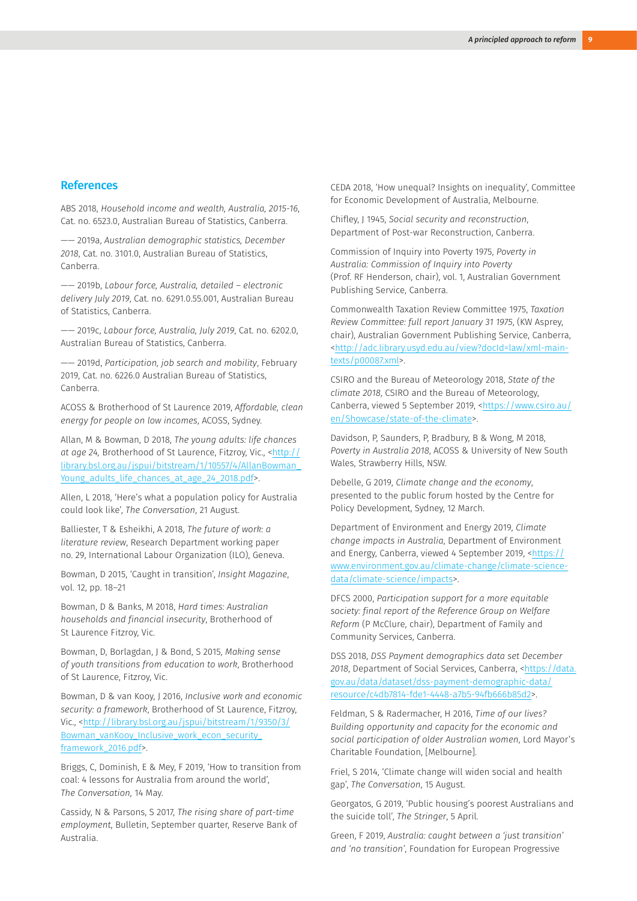## References

ABS 2018, *Household income and wealth, Australia, 2015-16*, Cat. no. 6523.0, Australian Bureau of Statistics, Canberra.

—— 2019a, *Australian demographic statistics, December 2018*, Cat. no. 3101.0, Australian Bureau of Statistics, Canberra.

—— 2019b, *Labour force, Australia, detailed – electronic delivery July 2019*, Cat. no. 6291.0.55.001, Australian Bureau of Statistics, Canberra.

—— 2019c, *Labour force, Australia, July 2019*, Cat. no. 6202.0, Australian Bureau of Statistics, Canberra.

—— 2019d, *Participation, job search and mobility*, February 2019, Cat. no. 6226.0 Australian Bureau of Statistics, Canberra.

ACOSS & Brotherhood of St Laurence 2019, *Affordable, clean energy for people on low incomes*, ACOSS, Sydney.

Allan, M & Bowman, D 2018, *The young adults: life chances at age 24*, Brotherhood of St Laurence, Fitzroy, Vic., <http://library.bsl.org.au/jspui/bitstream/1/10557/4/AllanBowman_Young_adults_life_chances_at_age_24_2018.pdf>.

Allen, L 2018, 'Here's what a population policy for Australia could look like', *The Conversation*, 21 August.

Balliester, T & Esheikhi, A 2018, *The future of work: a literature review*, Research Department working paper no. 29, International Labour Organization (ILO), Geneva.

Bowman, D 2015, 'Caught in transition', *Insight Magazine*, vol. 12, pp. 18–21

Bowman, D & Banks, M 2018, *Hard times: Australian households and financial insecurity*, Brotherhood of St Laurence Fitzroy, Vic.

Bowman, D, Borlagdan, J & Bond, S 2015, *Making sense of youth transitions from education to work*, Brotherhood of St Laurence, Fitzroy, Vic.

Bowman, D & van Kooy, J 2016, *Inclusive work and economic security: a framework*, Brotherhood of St Laurence, Fitzroy, Vic., <http://library.bsl.org.au/jspui/bitstream/1/9350/3/Bowman_vanKooy_Inclusive_work_econ_security_framework_2016.pdf>.

Briggs, C, Dominish, E & Mey, F 2019, 'How to transition from coal: 4 lessons for Australia from around the world', *The Conversation*, 14 May.

Cassidy, N & Parsons, S 2017, *The rising share of part-time employment*, Bulletin, September quarter, Reserve Bank of Australia.

CEDA 2018, 'How unequal? Insights on inequality', Committee for Economic Development of Australia, Melbourne.

Chifley, J 1945, *Social security and reconstruction*, Department of Post-war Reconstruction, Canberra.

Commission of Inquiry into Poverty 1975, *Poverty in Australia: Commission of Inquiry into Poverty* (Prof. RF Henderson, chair), vol. 1, Australian Government Publishing Service, Canberra.

Commonwealth Taxation Review Committee 1975, *Taxation Review Committee: full report January 31 1975*, (KW Asprey, chair), Australian Government Publishing Service, Canberra, <http://adc.library.usyd.edu.au/view?docId=law/xml-main-texts/p00087.xml>.

CSIRO and the Bureau of Meteorology 2018, *State of the climate 2018*, CSIRO and the Bureau of Meteorology, Canberra, viewed 5 September 2019, <https://www.csiro.au/en/Showcase/state-of-the-climate>.

Davidson, P, Saunders, P, Bradbury, B & Wong, M 2018, *Poverty in Australia 2018*, ACOSS & University of New South Wales, Strawberry Hills, NSW.

Debelle, G 2019, *Climate change and the economy*, presented to the public forum hosted by the Centre for Policy Development, Sydney, 12 March.

Department of Environment and Energy 2019, *Climate change impacts in Australia*, Department of Environment and Energy, Canberra, viewed 4 September 2019, <https://www.environment.gov.au/climate-change/climate-science-data/climate-science/impacts>.

DFCS 2000, *Participation support for a more equitable society: final report of the Reference Group on Welfare Reform* (P McClure, chair), Department of Family and Community Services, Canberra.

DSS 2018, *DSS Payment demographics data set December 2018*, Department of Social Services, Canberra, <https://data.gov.au/data/dataset/dss-payment-demographic-data/resource/c4db7814-fde1-4448-a7b5-94fb666b85d2>.

Feldman, S & Radermacher, H 2016, *Time of our lives? Building opportunity and capacity for the economic and social participation of older Australian women*, Lord Mayor's Charitable Foundation, [Melbourne].

Friel, S 2014, 'Climate change will widen social and health gap', *The Conversation*, 15 August.

Georgatos, G 2019, 'Public housing's poorest Australians and the suicide toll', *The Stringer*, 5 April.

Green, F 2019, *Australia: caught between a 'just transition' and 'no transition'*, Foundation for European Progressive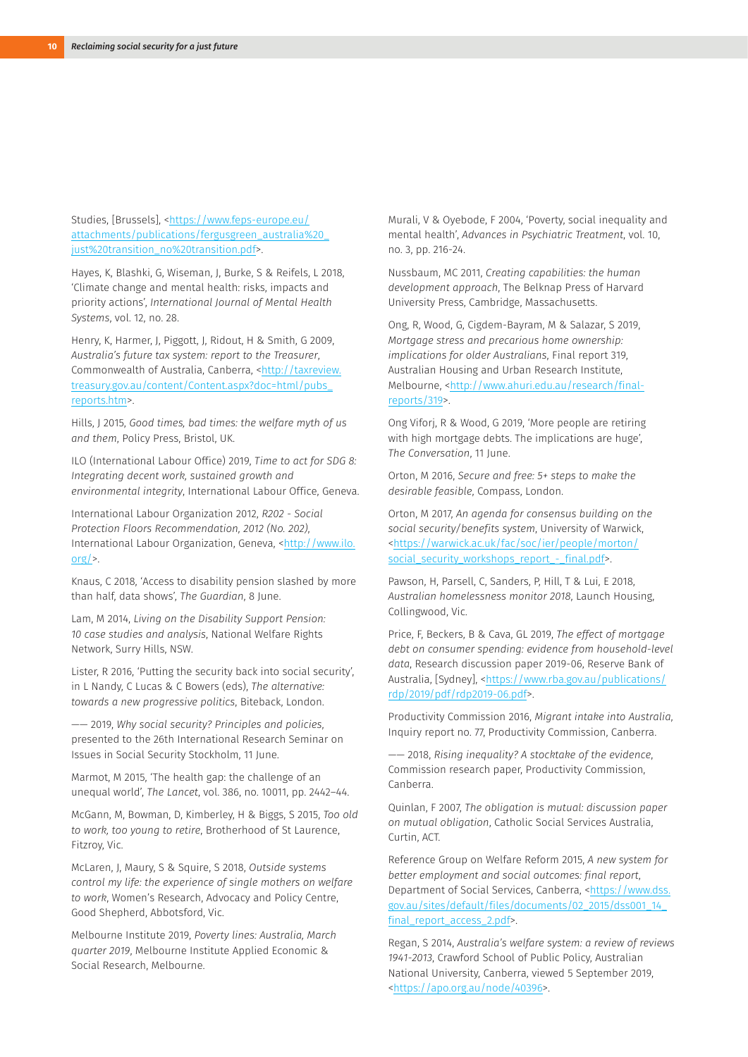Studies, [Brussels], <https://www.feps-europe.eu/attachments/publications/fergusgreen_australia%20_just%20transition_no%20transition.pdf>.

Hayes, K, Blashki, G, Wiseman, J, Burke, S & Reifels, L 2018, 'Climate change and mental health: risks, impacts and priority actions', *International Journal of Mental Health Systems*, vol. 12, no. 28.

Henry, K, Harmer, J, Piggott, J, Ridout, H & Smith, G 2009, *Australia's future tax system: report to the Treasurer*, Commonwealth of Australia, Canberra, <http://taxreview.treasury.gov.au/content/Content.aspx?doc=html/pubs_reports.htm>.

Hills, J 2015, *Good times, bad times: the welfare myth of us and them*, Policy Press, Bristol, UK.

ILO (International Labour Office) 2019, *Time to act for SDG 8: Integrating decent work, sustained growth and environmental integrity*, International Labour Office, Geneva.

International Labour Organization 2012, *R202 - Social Protection Floors Recommendation, 2012 (No. 202)*, International Labour Organization, Geneva, <http://www.ilo.org/>.

Knaus, C 2018, 'Access to disability pension slashed by more than half, data shows', *The Guardian*, 8 June.

Lam, M 2014, *Living on the Disability Support Pension: 10 case studies and analysis*, National Welfare Rights Network, Surry Hills, NSW.

Lister, R 2016, 'Putting the security back into social security', in L Nandy, C Lucas & C Bowers (eds), *The alternative: towards a new progressive politics*, Biteback, London.

—— 2019, *Why social security? Principles and policies*, presented to the 26th International Research Seminar on Issues in Social Security Stockholm, 11 June.

Marmot, M 2015, 'The health gap: the challenge of an unequal world', *The Lancet*, vol. 386, no. 10011, pp. 2442–44.

McGann, M, Bowman, D, Kimberley, H & Biggs, S 2015, *Too old to work, too young to retire*, Brotherhood of St Laurence, Fitzroy, Vic.

McLaren, J, Maury, S & Squire, S 2018, *Outside systems control my life: the experience of single mothers on welfare to work*, Women's Research, Advocacy and Policy Centre, Good Shepherd, Abbotsford, Vic.

Melbourne Institute 2019, *Poverty lines: Australia, March quarter 2019*, Melbourne Institute Applied Economic & Social Research, Melbourne.

Murali, V & Oyebode, F 2004, 'Poverty, social inequality and mental health', *Advances in Psychiatric Treatment*, vol. 10, no. 3, pp. 216-24.

Nussbaum, MC 2011, *Creating capabilities: the human development approach*, The Belknap Press of Harvard University Press, Cambridge, Massachusetts.

Ong, R, Wood, G, Cigdem-Bayram, M & Salazar, S 2019, *Mortgage stress and precarious home ownership: implications for older Australians*, Final report 319, Australian Housing and Urban Research Institute, Melbourne, <http://www.ahuri.edu.au/research/final-reports/319>.

Ong Viforj, R & Wood, G 2019, 'More people are retiring with high mortgage debts. The implications are huge', *The Conversation*, 11 June.

Orton, M 2016, *Secure and free: 5+ steps to make the desirable feasible*, Compass, London.

Orton, M 2017, *An agenda for consensus building on the social security/benefits system*, University of Warwick, <https://warwick.ac.uk/fac/soc/ier/people/morton/social_security_workshops_report_-_final.pdf>.

Pawson, H, Parsell, C, Sanders, P, Hill, T & Lui, E 2018, *Australian homelessness monitor 2018*, Launch Housing, Collingwood, Vic.

Price, F, Beckers, B & Cava, GL 2019, *The effect of mortgage debt on consumer spending: evidence from household-level data*, Research discussion paper 2019-06, Reserve Bank of Australia, [Sydney], <https://www.rba.gov.au/publications/rdp/2019/pdf/rdp2019-06.pdf>.

Productivity Commission 2016, *Migrant intake into Australia*, Inquiry report no. 77, Productivity Commission, Canberra.

—— 2018, *Rising inequality? A stocktake of the evidence*, Commission research paper, Productivity Commission, Canberra.

Quinlan, F 2007, *The obligation is mutual: discussion paper on mutual obligation*, Catholic Social Services Australia, Curtin, ACT.

Reference Group on Welfare Reform 2015, *A new system for better employment and social outcomes: final report*, Department of Social Services, Canberra, <https://www.dss.gov.au/sites/default/files/documents/02_2015/dss001_14_final_report_access_2.pdf>.

Regan, S 2014, *Australia's welfare system: a review of reviews 1941-2013*, Crawford School of Public Policy, Australian National University, Canberra, viewed 5 September 2019, <https://apo.org.au/node/40396>.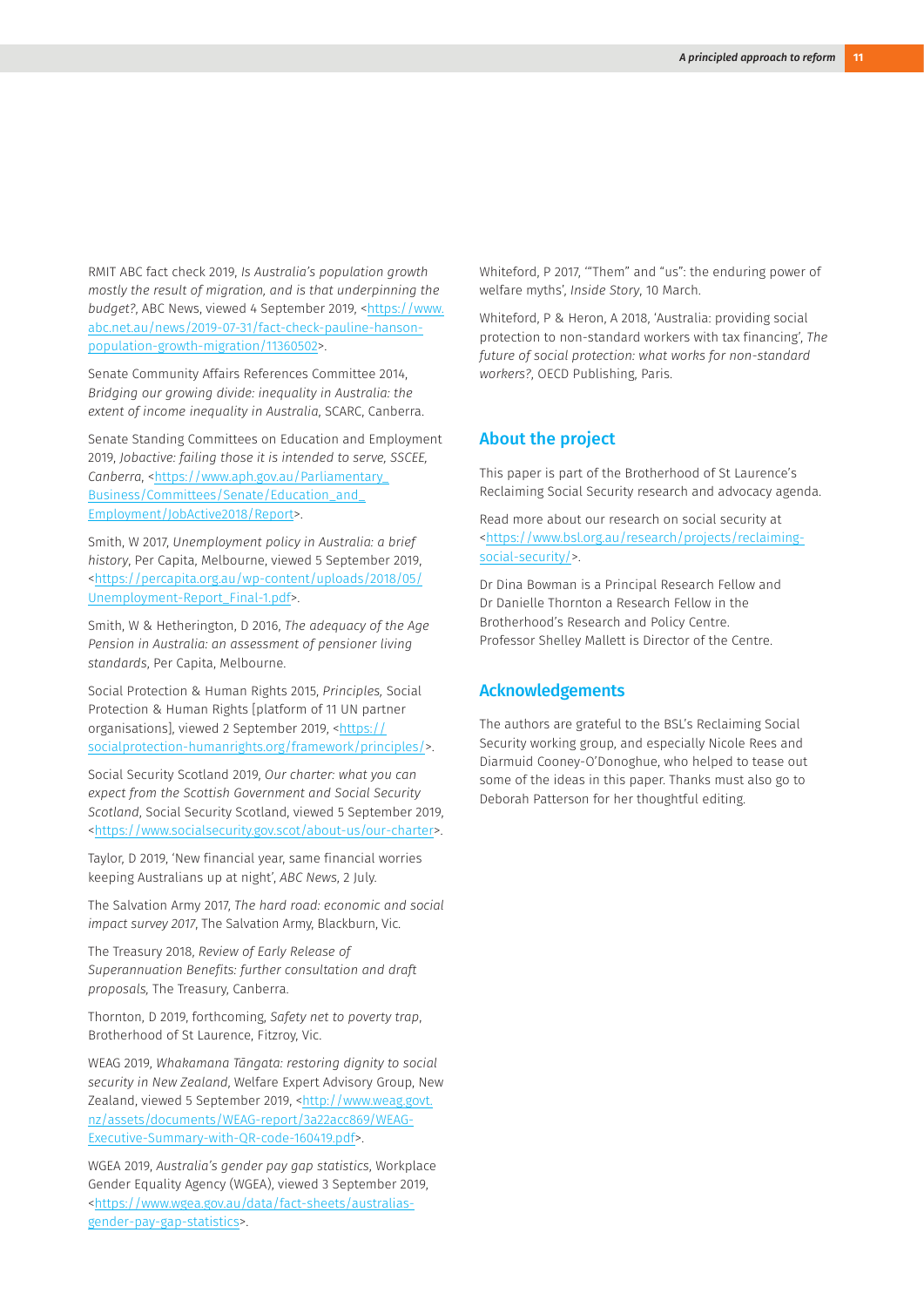RMIT ABC fact check 2019, *Is Australia's population growth mostly the result of migration, and is that underpinning the budget?*, ABC News, viewed 4 September 2019, <https://www.abc.net.au/news/2019-07-31/fact-check-pauline-hanson-population-growth-migration/11360502>.

Senate Community Affairs References Committee 2014, *Bridging our growing divide: inequality in Australia: the extent of income inequality in Australia*, SCARC, Canberra.

Senate Standing Committees on Education and Employment 2019, *Jobactive: failing those it is intended to serve, SSCEE, Canberra*, <https://www.aph.gov.au/Parliamentary_Business/Committees/Senate/Education_and_Employment/JobActive2018/Report>.

Smith, W 2017, *Unemployment policy in Australia: a brief history*, Per Capita, Melbourne, viewed 5 September 2019, <https://percapita.org.au/wp-content/uploads/2018/05/Unemployment-Report_Final-1.pdf>.

Smith, W & Hetherington, D 2016, *The adequacy of the Age Pension in Australia: an assessment of pensioner living standards*, Per Capita, Melbourne.

Social Protection & Human Rights 2015, *Principles*, Social Protection & Human Rights [platform of 11 UN partner organisations], viewed 2 September 2019, <https://socialprotection-humanrights.org/framework/principles/>.

Social Security Scotland 2019, *Our charter: what you can expect from the Scottish Government and Social Security Scotland*, Social Security Scotland, viewed 5 September 2019, <https://www.socialsecurity.gov.scot/about-us/our-charter>.

Taylor, D 2019, 'New financial year, same financial worries keeping Australians up at night', *ABC News*, 2 July.

The Salvation Army 2017, *The hard road: economic and social impact survey 2017*, The Salvation Army, Blackburn, Vic.

The Treasury 2018, *Review of Early Release of Superannuation Benefits: further consultation and draft proposals*, The Treasury, Canberra.

Thornton, D 2019, forthcoming, *Safety net to poverty trap*, Brotherhood of St Laurence, Fitzroy, Vic.

WEAG 2019, *Whakamana Tāngata: restoring dignity to social security in New Zealand*, Welfare Expert Advisory Group, New Zealand, viewed 5 September 2019, <http://www.weag.govt.nz/assets/documents/WEAG-report/3a22acc869/WEAG-Executive-Summary-with-QR-code-160419.pdf>.

WGEA 2019, *Australia's gender pay gap statistics*, Workplace Gender Equality Agency (WGEA), viewed 3 September 2019, <https://www.wgea.gov.au/data/fact-sheets/australias-gender-pay-gap-statistics>.

Whiteford, P 2017, '"Them" and "us": the enduring power of welfare myths', *Inside Story*, 10 March.

Whiteford, P & Heron, A 2018, 'Australia: providing social protection to non-standard workers with tax financing', *The future of social protection: what works for non-standard workers?*, OECD Publishing, Paris.

## About the project

This paper is part of the Brotherhood of St Laurence's Reclaiming Social Security research and advocacy agenda.

Read more about our research on social security at <https://www.bsl.org.au/research/projects/reclaiming-social-security/>.

Dr Dina Bowman is a Principal Research Fellow and Dr Danielle Thornton a Research Fellow in the Brotherhood's Research and Policy Centre. Professor Shelley Mallett is Director of the Centre.

## Acknowledgements

The authors are grateful to the BSL's Reclaiming Social Security working group, and especially Nicole Rees and Diarmuid Cooney-O'Donoghue, who helped to tease out some of the ideas in this paper. Thanks must also go to Deborah Patterson for her thoughtful editing.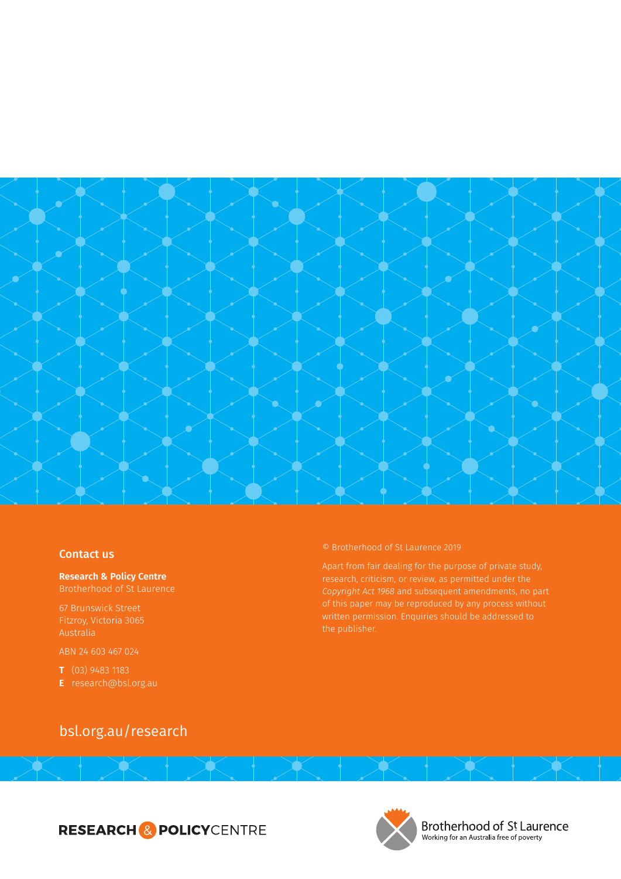## Contact us

**Research & Policy Centre**
Brotherhood of St Laurence

67 Brunswick Street
Fitzroy, Victoria 3065
Australia

ABN 24 603 467 024

**T** (03) 9483 1183
**E** research@bsl.org.au

bsl.org.au/research

© Brotherhood of St Laurence 2019

Apart from fair dealing for the purpose of private study, research, criticism, or review, as permitted under the *Copyright Act 1968* and subsequent amendments, no part of this paper may be reproduced by any process without written permission. Enquiries should be addressed to the publisher.

**RESEARCH & POLICY**CENTRE

Brotherhood of St Laurence
Working for an Australia free of poverty